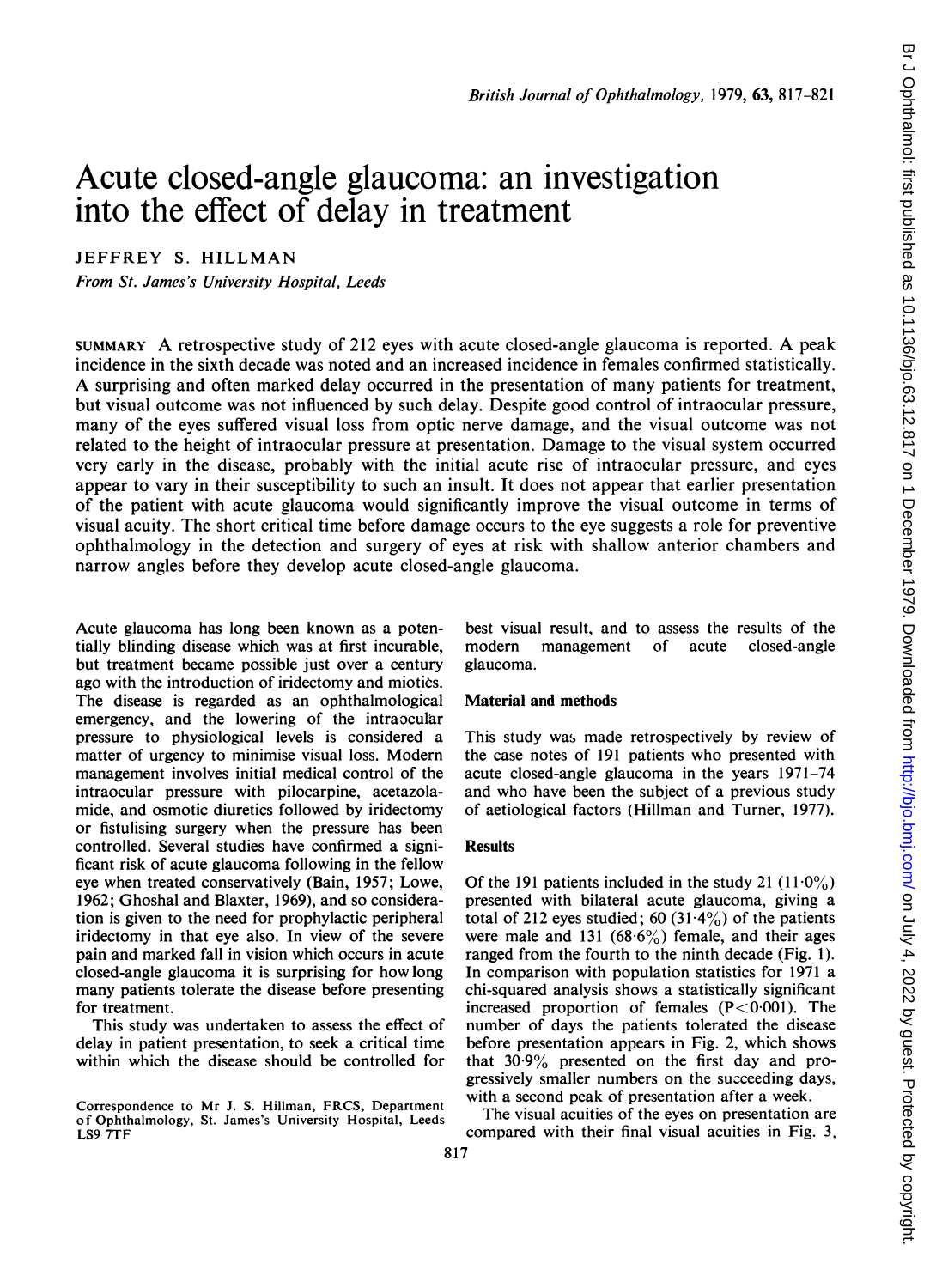# Acute closed-angle glaucoma: an investigation into the effect of delay in treatment

JEFFREY S. HILLMAN

*From St. James's University Hospital, Leeds*

SUMMARY A retrospective study of 212 eyes with acute closed-angle glaucoma is reported. A peak incidence in the sixth decade was noted and an increased incidence in females confirmed statistically. A surprising and often marked delay occurred in the presentation of many patients for treatment, but visual outcome was not influenced by such delay. Despite good control of intraocular pressure, many of the eyes suffered visual loss from optic nerve damage, and the visual outcome was not related to the height of intraocular pressure at presentation. Damage to the visual system occurred very early in the disease, probably with the initial acute rise of intraocular pressure, and eyes appear to vary in their susceptibility to such an insult. It does not appear that earlier presentation of the patient with acute glaucoma would significantly improve the visual outcome in terms of visual acuity. The short critical time before damage occurs to the eye suggests a role for preventive ophthalmology in the detection and surgery of eyes at risk with shallow anterior chambers and narrow angles before they develop acute closed-angle glaucoma.

Acute glaucoma has long been known as a potentially blinding disease which was at first incurable, but treatment became possible just over a century ago with the introduction of iridectomy and miotics. The disease is regarded as an ophthalmological emergency, and the lowering of the intraocular pressure to physiological levels is considered a matter of urgency to minimise visual loss. Modern management involves initial medical control of the intraocular pressure with pilocarpine, acetazolamide, and osmotic diuretics followed by iridectomy or fistulising surgery when the pressure has been controlled. Several studies have confirmed a significant risk of acute glaucoma following in the fellow eye when treated conservatively (Bain, 1957; Lowe, 1962; Ghoshal and Blaxter, 1969), and so consideration is given to the need for prophylactic peripheral iridectomy in that eye also. In view of the severe pain and marked fall in vision which occurs in acute closed-angle glaucoma it is surprising for how long many patients tolerate the disease before presenting for treatment.

This study was undertaken to assess the effect of delay in patient presentation, to seek a critical time within which the disease should be controlled for best visual result, and to assess the results of the modern management of acute closed-angle glaucoma.

Correspondence to Mr J. S. Hillman, FRCS, Department of Ophthalmology, St. James's University Hospital, Leeds LS9 7TF

## Material and methods

This study was made retrospectively by review of the case notes of 191 patients who presented with acute closed-angle glaucoma in the years 1971–74 and who have been the subject of a previous study of aetiological factors (Hillman and Turner, 1977).

## Results

Of the 191 patients included in the study 21 (11·0%) presented with bilateral acute glaucoma, giving a total of 212 eyes studied; 60 (31·4%) of the patients were male and 131 (68·6%) female, and their ages ranged from the fourth to the ninth decade (Fig. 1). In comparison with population statistics for 1971 a chi-squared analysis shows a statistically significant increased proportion of females ($P<0·001$). The number of days the patients tolerated the disease before presentation appears in Fig. 2, which shows that 30·9% presented on the first day and progressively smaller numbers on the succeeding days, with a second peak of presentation after a week.

The visual acuities of the eyes on presentation are compared with their final visual acuities in Fig. 3,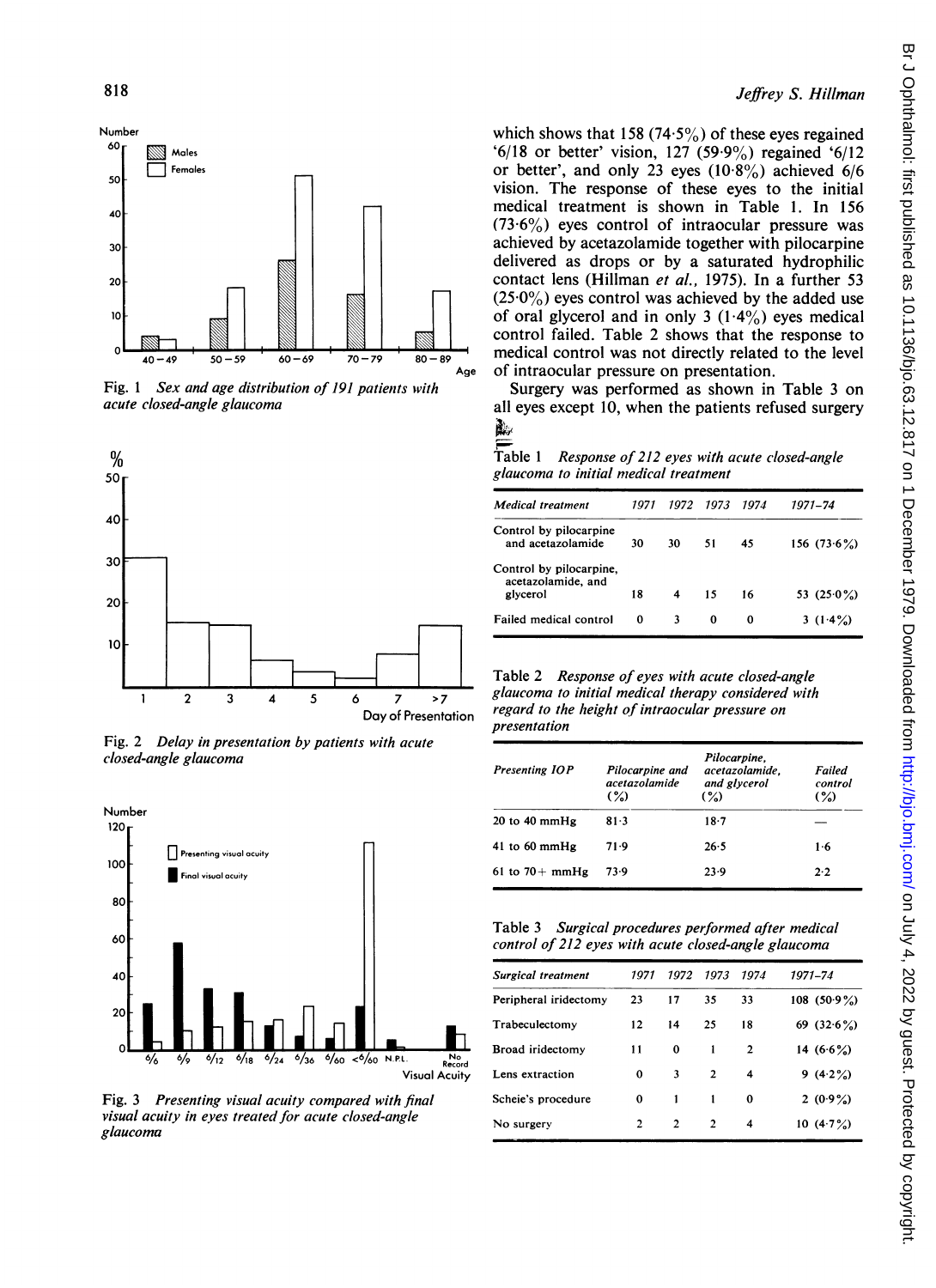Fig. 1 *Sex and age distribution of 191 patients with acute closed-angle glaucoma*

Fig. 2 *Delay in presentation by patients with acute closed-angle glaucoma*

Fig. 3 *Presenting visual acuity compared with final visual acuity in eyes treated for acute closed-angle glaucoma*

which shows that 158 (74·5%) of these eyes regained '6/18 or better' vision, 127 (59·9%) regained '6/12 or better', and only 23 eyes (10·8%) achieved 6/6 vision. The response of these eyes to the initial medical treatment is shown in Table 1. In 156 (73·6%) eyes control of intraocular pressure was achieved by acetazolamide together with pilocarpine delivered as drops or by a saturated hydrophilic contact lens (Hillman *et al.*, 1975). In a further 53 (25·0%) eyes control was achieved by the added use of oral glycerol and in only 3 (1·4%) eyes medical control failed. Table 2 shows that the response to medical control was not directly related to the level of intraocular pressure on presentation.

Surgery was performed as shown in Table 3 on all eyes except 10, when the patients refused surgery

Table 1 *Response of 212 eyes with acute closed-angle glaucoma to initial medical treatment*

| *Medical treatment* | *1971* | *1972* | *1973* | *1974* | *1971–74* |
|---|---|---|---|---|---|
| Control by pilocarpine and acetazolamide | 30 | 30 | 51 | 45 | 156 (73·6%) |
| Control by pilocarpine, acetazolamide, and glycerol | 18 | 4 | 15 | 16 | 53 (25·0%) |
| Failed medical control | 0 | 3 | 0 | 0 | 3 (1·4%) |

Table 2 *Response of eyes with acute closed-angle glaucoma to initial medical therapy considered with regard to the height of intraocular pressure on presentation*

| *Presenting IOP* | *Pilocarpine and acetazolamide (%)* | *Pilocarpine, acetazolamide, and glycerol (%)* | *Failed control (%)* |
|---|---|---|---|
| 20 to 40 mmHg | 81·3 | 18·7 | — |
| 41 to 60 mmHg | 71·9 | 26·5 | 1·6 |
| 61 to 70+ mmHg | 73·9 | 23·9 | 2·2 |

Table 3 *Surgical procedures performed after medical control of 212 eyes with acute closed-angle glaucoma*

| *Surgical treatment* | *1971* | *1972* | *1973* | *1974* | *1971–74* |
|---|---|---|---|---|---|
| Peripheral iridectomy | 23 | 17 | 35 | 33 | 108 (50·9%) |
| Trabeculectomy | 12 | 14 | 25 | 18 | 69 (32·6%) |
| Broad iridectomy | 11 | 0 | 1 | 2 | 14 (6·6%) |
| Lens extraction | 0 | 3 | 2 | 4 | 9 (4·2%) |
| Scheie's procedure | 0 | 1 | 1 | 0 | 2 (0·9%) |
| No surgery | 2 | 2 | 2 | 4 | 10 (4·7%) |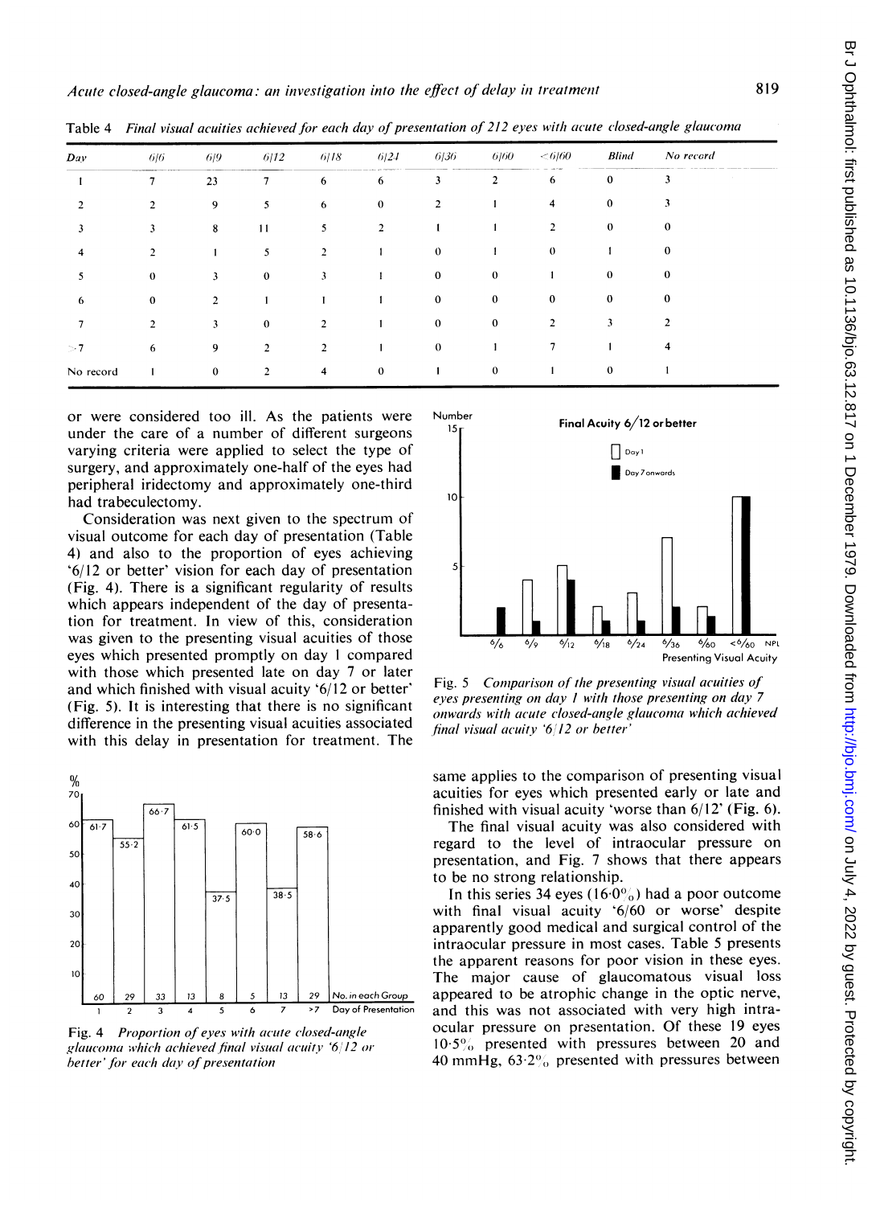Table 4 *Final visual acuities achieved for each day of presentation of 212 eyes with acute closed-angle glaucoma*

| Day | 6/6 | 6/9 | 6/12 | 6/18 | 6/24 | 6/36 | 6/60 | <6/60 | Blind | No record |
|---|---|---|---|---|---|---|---|---|---|---|
| 1 | 7 | 23 | 7 | 6 | 6 | 3 | 2 | 6 | 0 | 3 |
| 2 | 2 | 9 | 5 | 6 | 0 | 2 | 1 | 4 | 0 | 3 |
| 3 | 3 | 8 | 11 | 5 | 2 | 1 | 1 | 2 | 0 | 0 |
| 4 | 2 | 1 | 5 | 2 | 1 | 0 | 1 | 0 | 1 | 0 |
| 5 | 0 | 3 | 0 | 3 | 1 | 0 | 0 | 1 | 0 | 0 |
| 6 | 0 | 2 | 1 | 1 | 1 | 0 | 0 | 0 | 0 | 0 |
| 7 | 2 | 3 | 0 | 2 | 1 | 0 | 0 | 2 | 3 | 2 |
| >7 | 6 | 9 | 2 | 2 | 1 | 0 | 1 | 7 | 1 | 4 |
| No record | 1 | 0 | 2 | 4 | 0 | 1 | 0 | 1 | 0 | 1 |

or were considered too ill. As the patients were under the care of a number of different surgeons varying criteria were applied to select the type of surgery, and approximately one-half of the eyes had peripheral iridectomy and approximately one-third had trabeculectomy.

Consideration was next given to the spectrum of visual outcome for each day of presentation (Table 4) and also to the proportion of eyes achieving '6/12 or better' vision for each day of presentation (Fig. 4). There is a significant regularity of results which appears independent of the day of presentation for treatment. In view of this, consideration was given to the presenting visual acuities of those eyes which presented promptly on day 1 compared with those which presented late on day 7 or later and which finished with visual acuity '6/12 or better' (Fig. 5). It is interesting that there is no significant difference in the presenting visual acuities associated with this delay in presentation for treatment. The same applies to the comparison of presenting visual acuities for eyes which presented early or late and finished with visual acuity 'worse than 6/12' (Fig. 6).

Fig. 4 *Proportion of eyes with acute closed-angle glaucoma which achieved final visual acuity '6/12 or better' for each day of presentation*

Fig. 5 *Comparison of the presenting visual acuities of eyes presenting on day 1 with those presenting on day 7 onwards with acute closed-angle glaucoma which achieved final visual acuity '6/12 or better'*

The final visual acuity was also considered with regard to the level of intraocular pressure on presentation, and Fig. 7 shows that there appears to be no strong relationship.

In this series 34 eyes (16·0%) had a poor outcome with final visual acuity '6/60 or worse' despite apparently good medical and surgical control of the intraocular pressure in most cases. Table 5 presents the apparent reasons for poor vision in these eyes. The major cause of glaucomatous visual loss appeared to be atrophic change in the optic nerve, and this was not associated with very high intraocular pressure on presentation. Of these 19 eyes 10·5% presented with pressures between 20 and 40 mmHg, 63·2% presented with pressures between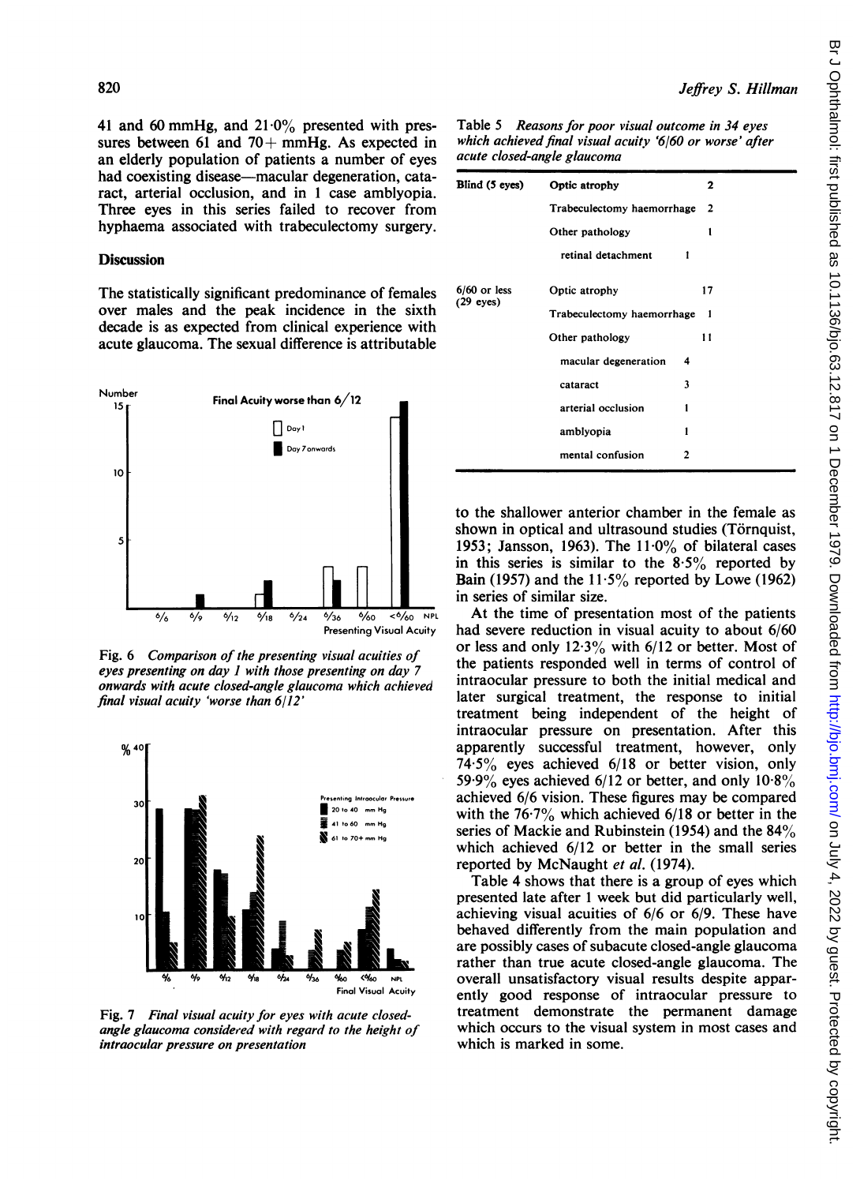41 and 60 mmHg, and 21·0% presented with pressures between 61 and 70+ mmHg. As expected in an elderly population of patients a number of eyes had coexisting disease—macular degeneration, cataract, arterial occlusion, and in 1 case amblyopia. Three eyes in this series failed to recover from hyphaema associated with trabeculectomy surgery.

## Discussion

The statistically significant predominance of females over males and the peak incidence in the sixth decade is as expected from clinical experience with acute glaucoma. The sexual difference is attributable to the shallower anterior chamber in the female as shown in optical and ultrasound studies (Törnquist, 1953; Jansson, 1963). The 11·0% of bilateral cases in this series is similar to the 8·5% reported by Bain (1957) and the 11·5% reported by Lowe (1962) in series of similar size.

Fig. 6 *Comparison of the presenting visual acuities of eyes presenting on day 1 with those presenting on day 7 onwards with acute closed-angle glaucoma which achieved final visual acuity 'worse than 6/12'*

Fig. 7 *Final visual acuity for eyes with acute closed-angle glaucoma considered with regard to the height of intraocular pressure on presentation*

Table 5 *Reasons for poor visual outcome in 34 eyes which achieved final visual acuity '6/60 or worse' after acute closed-angle glaucoma*

| | | | |
|---|---|---|---|
| Blind (5 eyes) | Optic atrophy | | 2 |
| | Trabeculectomy haemorrhage | | 2 |
| | Other pathology | | 1 |
| | retinal detachment | 1 | |
| 6/60 or less (29 eyes) | Optic atrophy | | 17 |
| | Trabeculectomy haemorrhage | | 1 |
| | Other pathology | | 11 |
| | macular degeneration | 4 | |
| | cataract | 3 | |
| | arterial occlusion | 1 | |
| | amblyopia | 1 | |
| | mental confusion | 2 | |

At the time of presentation most of the patients had severe reduction in visual acuity to about 6/60 or less and only 12·3% with 6/12 or better. Most of the patients responded well in terms of control of intraocular pressure to both the initial medical and later surgical treatment, the response to initial treatment being independent of the height of intraocular pressure on presentation. After this apparently successful treatment, however, only 74·5% eyes achieved 6/18 or better vision, only 59·9% eyes achieved 6/12 or better, and only 10·8% achieved 6/6 vision. These figures may be compared with the 76·7% which achieved 6/18 or better in the series of Mackie and Rubinstein (1954) and the 84% which achieved 6/12 or better in the small series reported by McNaught *et al.* (1974).

Table 4 shows that there is a group of eyes which presented late after 1 week but did particularly well, achieving visual acuities of 6/6 or 6/9. These have behaved differently from the main population and are possibly cases of subacute closed-angle glaucoma rather than true acute closed-angle glaucoma. The overall unsatisfactory visual results despite apparently good response of intraocular pressure to treatment demonstrate the permanent damage which occurs to the visual system in most cases and which is marked in some.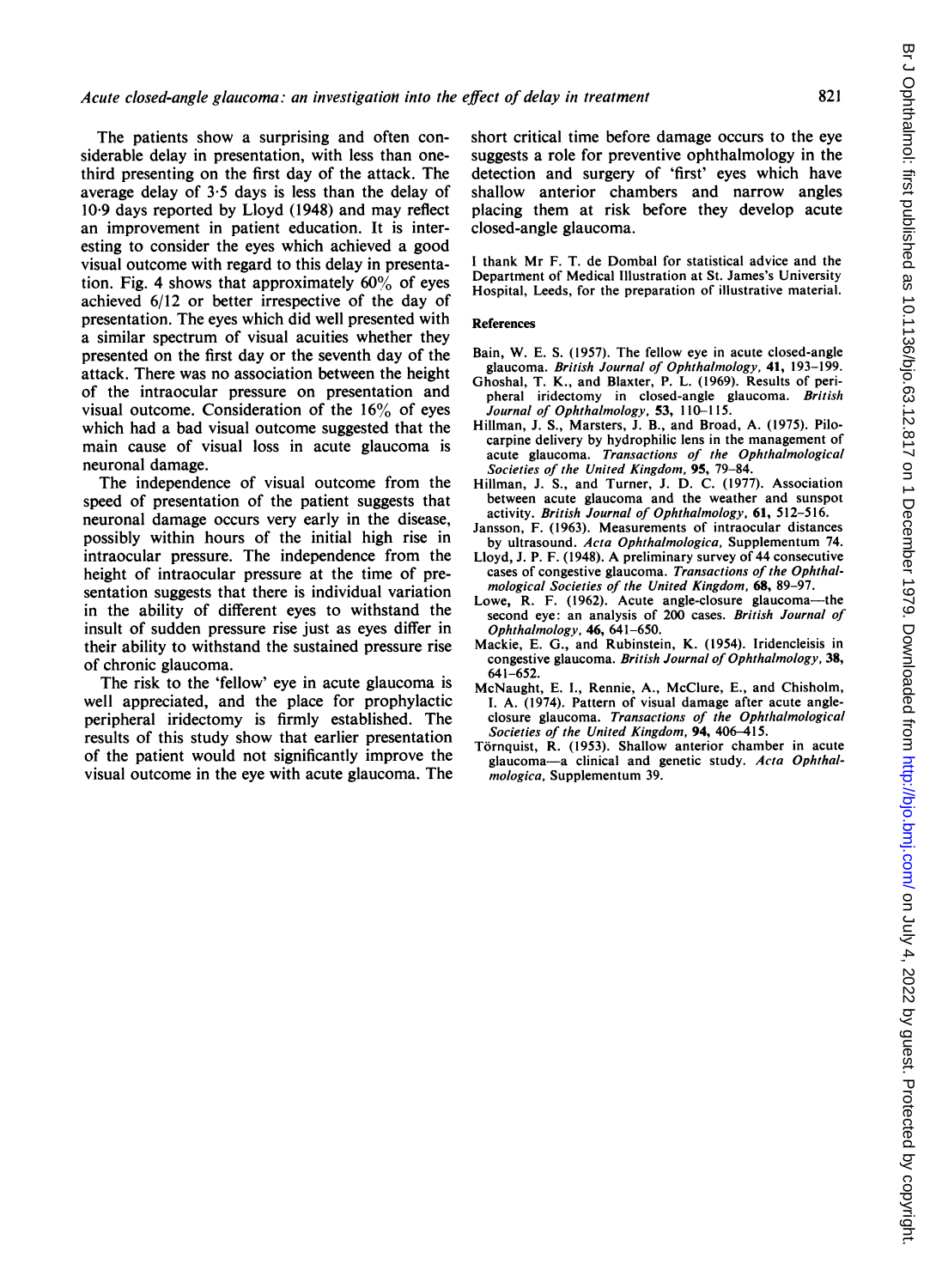The patients show a surprising and often considerable delay in presentation, with less than one-third presenting on the first day of the attack. The average delay of 3·5 days is less than the delay of 10·9 days reported by Lloyd (1948) and may reflect an improvement in patient education. It is interesting to consider the eyes which achieved a good visual outcome with regard to this delay in presentation. Fig. 4 shows that approximately 60% of eyes achieved 6/12 or better irrespective of the day of presentation. The eyes which did well presented with a similar spectrum of visual acuities whether they presented on the first day or the seventh day of the attack. There was no association between the height of the intraocular pressure on presentation and visual outcome. Consideration of the 16% of eyes which had a bad visual outcome suggested that the main cause of visual loss in acute glaucoma is neuronal damage.

The independence of visual outcome from the speed of presentation of the patient suggests that neuronal damage occurs very early in the disease, possibly within hours of the initial high rise in intraocular pressure. The independence from the height of intraocular pressure at the time of presentation suggests that there is individual variation in the ability of different eyes to withstand the insult of sudden pressure rise just as eyes differ in their ability to withstand the sustained pressure rise of chronic glaucoma.

The risk to the 'fellow' eye in acute glaucoma is well appreciated, and the place for prophylactic peripheral iridectomy is firmly established. The results of this study show that earlier presentation of the patient would not significantly improve the visual outcome in the eye with acute glaucoma. The short critical time before damage occurs to the eye suggests a role for preventive ophthalmology in the detection and surgery of 'first' eyes which have shallow anterior chambers and narrow angles placing them at risk before they develop acute closed-angle glaucoma.

I thank Mr F. T. de Dombal for statistical advice and the Department of Medical Illustration at St. James's University Hospital, Leeds, for the preparation of illustrative material.

## References

Bain, W. E. S. (1957). The fellow eye in acute closed-angle glaucoma. *British Journal of Ophthalmology*, **41**, 193–199.

Ghoshal, T. K., and Blaxter, P. L. (1969). Results of peripheral iridectomy in closed-angle glaucoma. *British Journal of Ophthalmology*, **53**, 110–115.

Hillman, J. S., Marsters, J. B., and Broad, A. (1975). Pilocarpine delivery by hydrophilic lens in the management of acute glaucoma. *Transactions of the Ophthalmological Societies of the United Kingdom*, **95**, 79–84.

Hillman, J. S., and Turner, J. D. C. (1977). Association between acute glaucoma and the weather and sunspot activity. *British Journal of Ophthalmology*, **61**, 512–516.

Jansson, F. (1963). Measurements of intraocular distances by ultrasound. *Acta Ophthalmologica*, Supplementum 74.

Lloyd, J. P. F. (1948). A preliminary survey of 44 consecutive cases of congestive glaucoma. *Transactions of the Ophthalmological Societies of the United Kingdom*, **68**, 89–97.

Lowe, R. F. (1962). Acute angle-closure glaucoma—the second eye: an analysis of 200 cases. *British Journal of Ophthalmology*, **46**, 641–650.

Mackie, E. G., and Rubinstein, K. (1954). Iridencleisis in congestive glaucoma. *British Journal of Ophthalmology*, **38**, 641–652.

McNaught, E. I., Rennie, A., McClure, E., and Chisholm, I. A. (1974). Pattern of visual damage after acute angle-closure glaucoma. *Transactions of the Ophthalmological Societies of the United Kingdom*, **94**, 406–415.

Törnquist, R. (1953). Shallow anterior chamber in acute glaucoma—a clinical and genetic study. *Acta Ophthalmologica*, Supplementum 39.